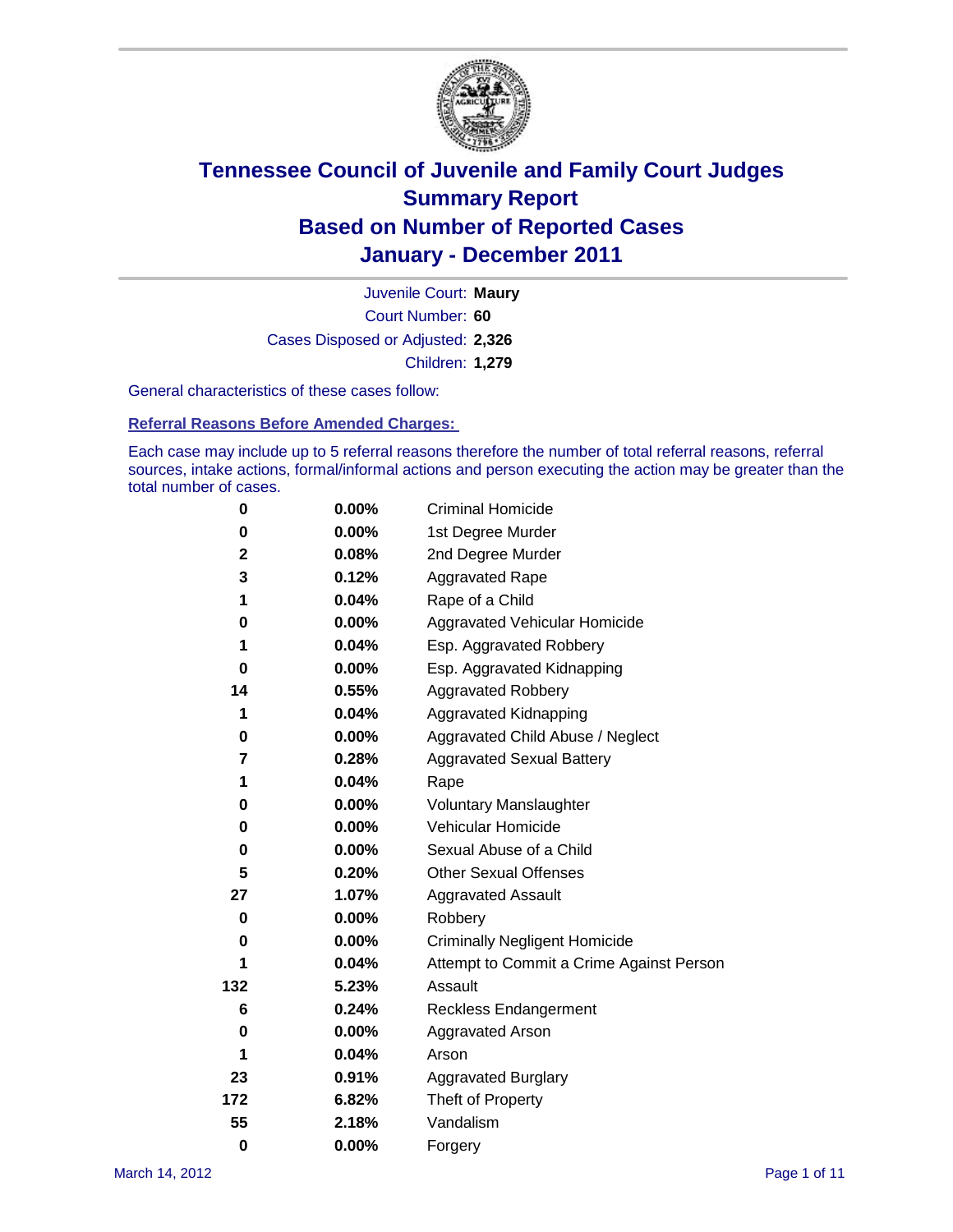# Tennessee Council of Juvenile and Family Court Judges
## Summary Report
## Based on Number of Reported Cases
## January - December 2011

Juvenile Court: **Maury**
Court Number: **60**
Cases Disposed or Adjusted: **2,326**
Children: **1,279**

General characteristics of these cases follow:

### Referral Reasons Before Amended Charges:

Each case may include up to 5 referral reasons therefore the number of total referral reasons, referral sources, intake actions, formal/informal actions and person executing the action may be greater than the total number of cases.

| | | |
|---|---|---|
| 0 | 0.00% | Criminal Homicide |
| 0 | 0.00% | 1st Degree Murder |
| 2 | 0.08% | 2nd Degree Murder |
| 3 | 0.12% | Aggravated Rape |
| 1 | 0.04% | Rape of a Child |
| 0 | 0.00% | Aggravated Vehicular Homicide |
| 1 | 0.04% | Esp. Aggravated Robbery |
| 0 | 0.00% | Esp. Aggravated Kidnapping |
| 14 | 0.55% | Aggravated Robbery |
| 1 | 0.04% | Aggravated Kidnapping |
| 0 | 0.00% | Aggravated Child Abuse / Neglect |
| 7 | 0.28% | Aggravated Sexual Battery |
| 1 | 0.04% | Rape |
| 0 | 0.00% | Voluntary Manslaughter |
| 0 | 0.00% | Vehicular Homicide |
| 0 | 0.00% | Sexual Abuse of a Child |
| 5 | 0.20% | Other Sexual Offenses |
| 27 | 1.07% | Aggravated Assault |
| 0 | 0.00% | Robbery |
| 0 | 0.00% | Criminally Negligent Homicide |
| 1 | 0.04% | Attempt to Commit a Crime Against Person |
| 132 | 5.23% | Assault |
| 6 | 0.24% | Reckless Endangerment |
| 0 | 0.00% | Aggravated Arson |
| 1 | 0.04% | Arson |
| 23 | 0.91% | Aggravated Burglary |
| 172 | 6.82% | Theft of Property |
| 55 | 2.18% | Vandalism |
| 0 | 0.00% | Forgery |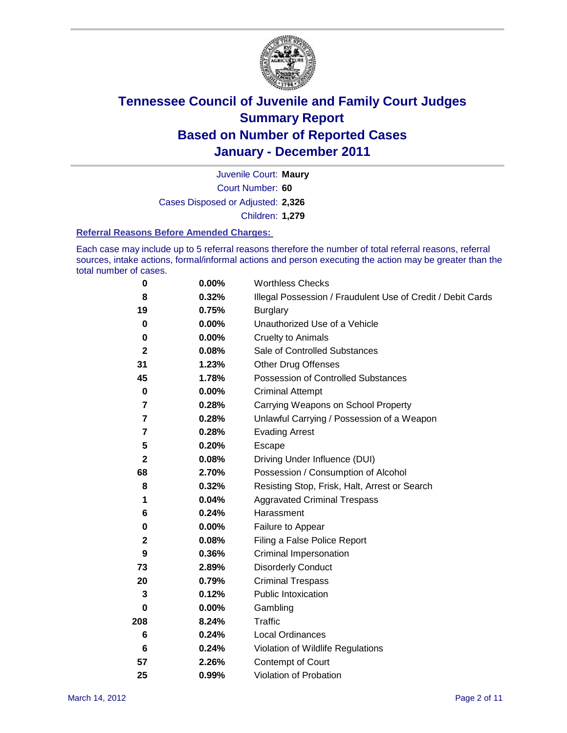# Tennessee Council of Juvenile and Family Court Judges
# Summary Report
# Based on Number of Reported Cases
# January - December 2011

Juvenile Court: **Maury**
Court Number: **60**
Cases Disposed or Adjusted: **2,326**
Children: **1,279**

### Referral Reasons Before Amended Charges:

Each case may include up to 5 referral reasons therefore the number of total referral reasons, referral sources, intake actions, formal/informal actions and person executing the action may be greater than the total number of cases.

| | | |
|---|---|---|
| 0 | 0.00% | Worthless Checks |
| 8 | 0.32% | Illegal Possession / Fraudulent Use of Credit / Debit Cards |
| 19 | 0.75% | Burglary |
| 0 | 0.00% | Unauthorized Use of a Vehicle |
| 0 | 0.00% | Cruelty to Animals |
| 2 | 0.08% | Sale of Controlled Substances |
| 31 | 1.23% | Other Drug Offenses |
| 45 | 1.78% | Possession of Controlled Substances |
| 0 | 0.00% | Criminal Attempt |
| 7 | 0.28% | Carrying Weapons on School Property |
| 7 | 0.28% | Unlawful Carrying / Possession of a Weapon |
| 7 | 0.28% | Evading Arrest |
| 5 | 0.20% | Escape |
| 2 | 0.08% | Driving Under Influence (DUI) |
| 68 | 2.70% | Possession / Consumption of Alcohol |
| 8 | 0.32% | Resisting Stop, Frisk, Halt, Arrest or Search |
| 1 | 0.04% | Aggravated Criminal Trespass |
| 6 | 0.24% | Harassment |
| 0 | 0.00% | Failure to Appear |
| 2 | 0.08% | Filing a False Police Report |
| 9 | 0.36% | Criminal Impersonation |
| 73 | 2.89% | Disorderly Conduct |
| 20 | 0.79% | Criminal Trespass |
| 3 | 0.12% | Public Intoxication |
| 0 | 0.00% | Gambling |
| 208 | 8.24% | Traffic |
| 6 | 0.24% | Local Ordinances |
| 6 | 0.24% | Violation of Wildlife Regulations |
| 57 | 2.26% | Contempt of Court |
| 25 | 0.99% | Violation of Probation |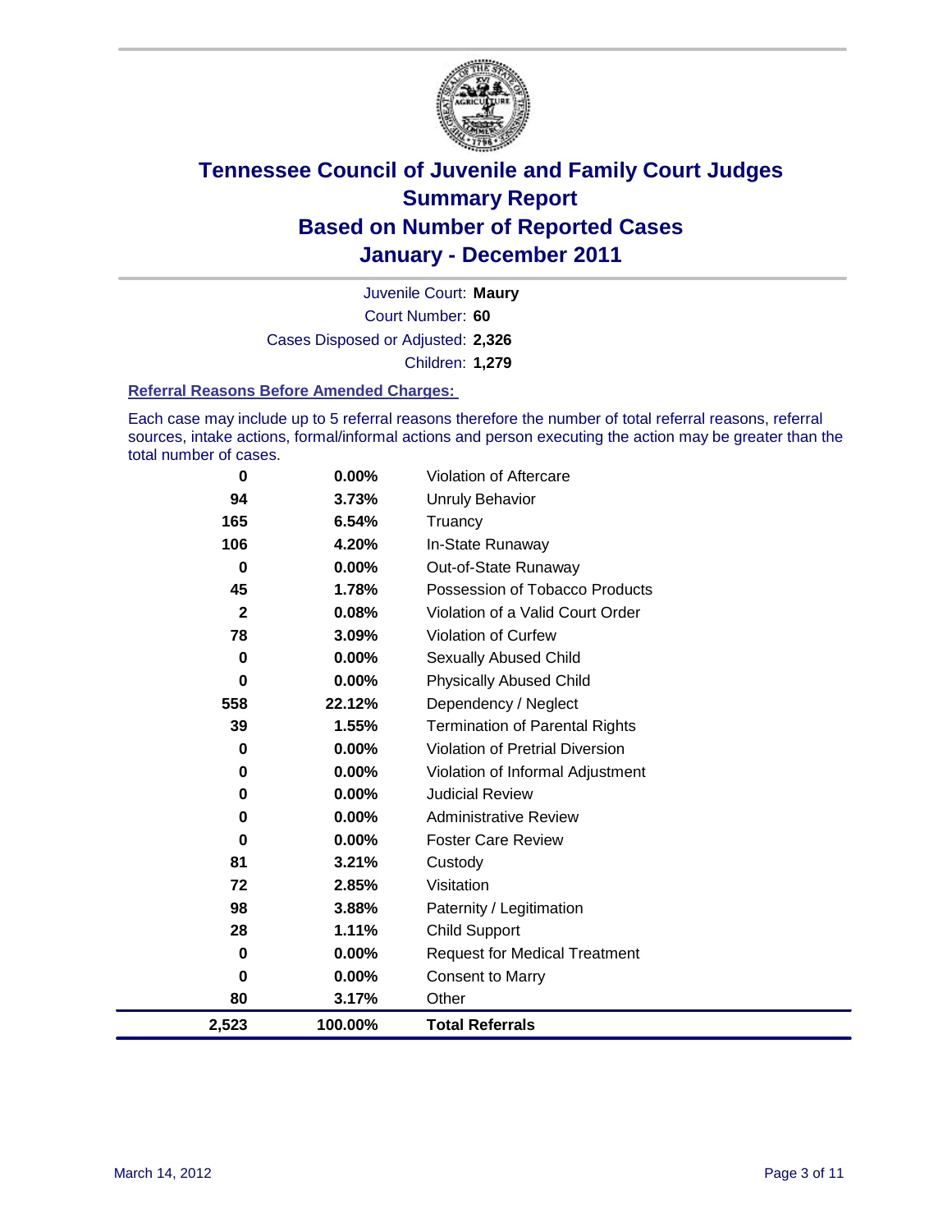# Tennessee Council of Juvenile and Family Court Judges
## Summary Report
## Based on Number of Reported Cases
## January - December 2011

Juvenile Court: **Maury**

Court Number: **60**

Cases Disposed or Adjusted: **2,326**

Children: **1,279**

### Referral Reasons Before Amended Charges:

Each case may include up to 5 referral reasons therefore the number of total referral reasons, referral sources, intake actions, formal/informal actions and person executing the action may be greater than the total number of cases.

| Count | Percent | Referral Reason |
|---|---|---|
| 0 | 0.00% | Violation of Aftercare |
| 94 | 3.73% | Unruly Behavior |
| 165 | 6.54% | Truancy |
| 106 | 4.20% | In-State Runaway |
| 0 | 0.00% | Out-of-State Runaway |
| 45 | 1.78% | Possession of Tobacco Products |
| 2 | 0.08% | Violation of a Valid Court Order |
| 78 | 3.09% | Violation of Curfew |
| 0 | 0.00% | Sexually Abused Child |
| 0 | 0.00% | Physically Abused Child |
| 558 | 22.12% | Dependency / Neglect |
| 39 | 1.55% | Termination of Parental Rights |
| 0 | 0.00% | Violation of Pretrial Diversion |
| 0 | 0.00% | Violation of Informal Adjustment |
| 0 | 0.00% | Judicial Review |
| 0 | 0.00% | Administrative Review |
| 0 | 0.00% | Foster Care Review |
| 81 | 3.21% | Custody |
| 72 | 2.85% | Visitation |
| 98 | 3.88% | Paternity / Legitimation |
| 28 | 1.11% | Child Support |
| 0 | 0.00% | Request for Medical Treatment |
| 0 | 0.00% | Consent to Marry |
| 80 | 3.17% | Other |
| **2,523** | **100.00%** | **Total Referrals** |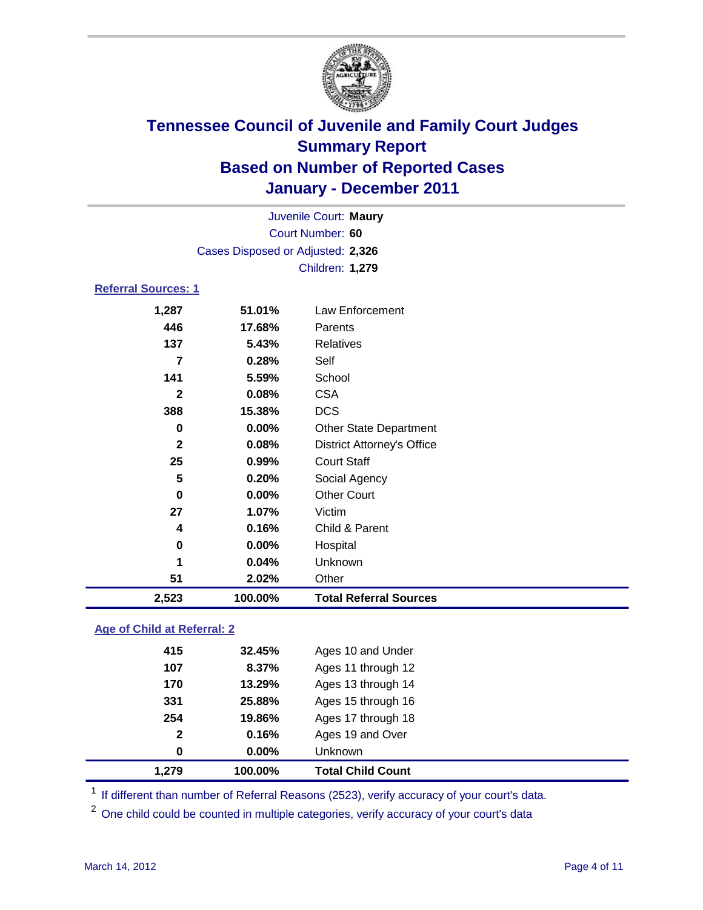# Tennessee Council of Juvenile and Family Court Judges
## Summary Report
## Based on Number of Reported Cases
## January - December 2011

Juvenile Court: **Maury**
Court Number: **60**
Cases Disposed or Adjusted: **2,326**
Children: **1,279**

### Referral Sources: 1

| | | |
|---|---|---|
| 1,287 | 51.01% | Law Enforcement |
| 446 | 17.68% | Parents |
| 137 | 5.43% | Relatives |
| 7 | 0.28% | Self |
| 141 | 5.59% | School |
| 2 | 0.08% | CSA |
| 388 | 15.38% | DCS |
| 0 | 0.00% | Other State Department |
| 2 | 0.08% | District Attorney's Office |
| 25 | 0.99% | Court Staff |
| 5 | 0.20% | Social Agency |
| 0 | 0.00% | Other Court |
| 27 | 1.07% | Victim |
| 4 | 0.16% | Child & Parent |
| 0 | 0.00% | Hospital |
| 1 | 0.04% | Unknown |
| 51 | 2.02% | Other |
| **2,523** | **100.00%** | **Total Referral Sources** |

### Age of Child at Referral: 2

| | | |
|---|---|---|
| 415 | 32.45% | Ages 10 and Under |
| 107 | 8.37% | Ages 11 through 12 |
| 170 | 13.29% | Ages 13 through 14 |
| 331 | 25.88% | Ages 15 through 16 |
| 254 | 19.86% | Ages 17 through 18 |
| 2 | 0.16% | Ages 19 and Over |
| 0 | 0.00% | Unknown |
| **1,279** | **100.00%** | **Total Child Count** |

[1] If different than number of Referral Reasons (2523), verify accuracy of your court's data.

[2] One child could be counted in multiple categories, verify accuracy of your court's data

March 14, 2012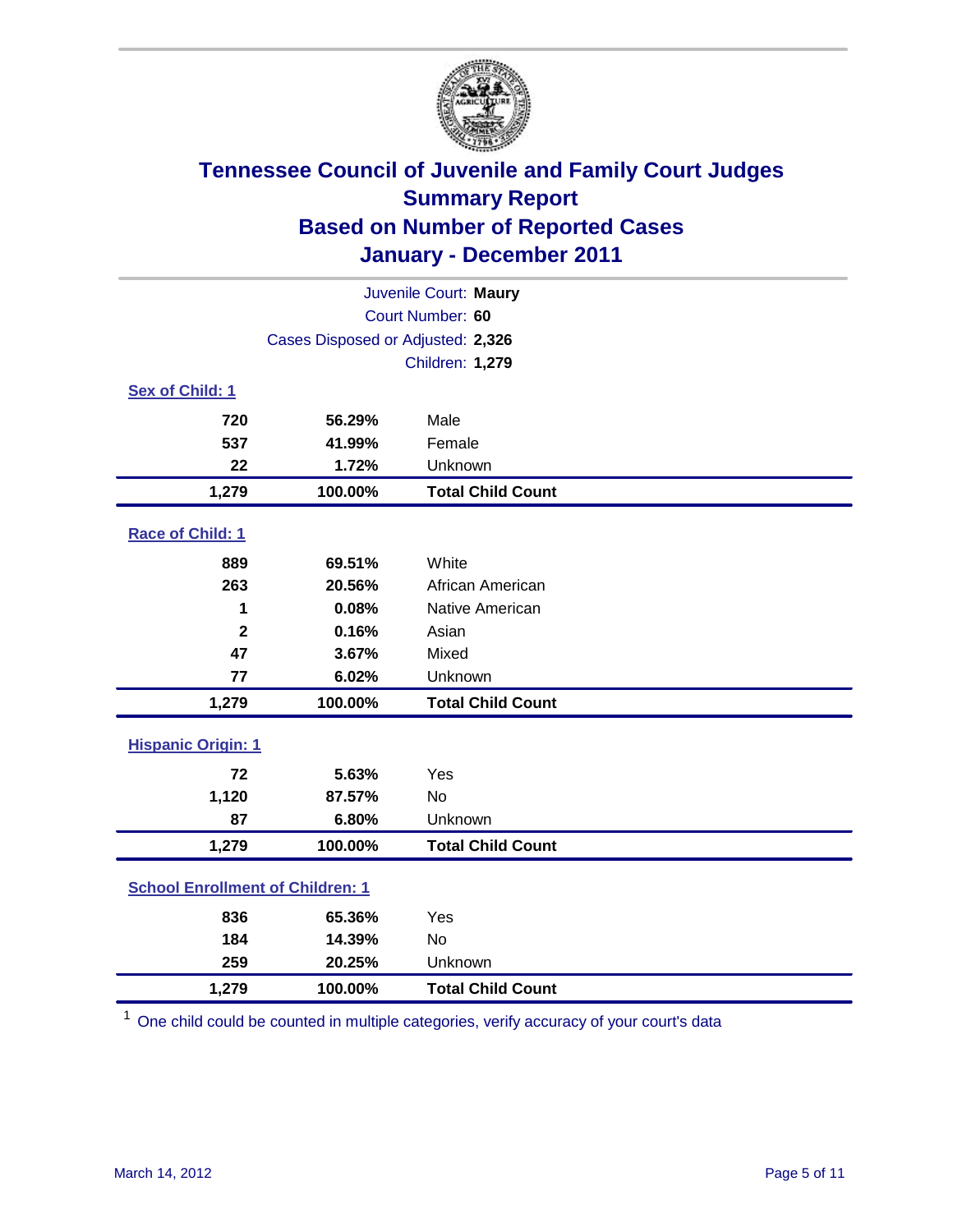# Tennessee Council of Juvenile and Family Court Judges
## Summary Report
## Based on Number of Reported Cases
## January - December 2011

Juvenile Court: **Maury**
Court Number: **60**
Cases Disposed or Adjusted: **2,326**
Children: **1,279**

### Sex of Child: 1

| | | |
|---|---|---|
| 720 | 56.29% | Male |
| 537 | 41.99% | Female |
| 22 | 1.72% | Unknown |
| **1,279** | **100.00%** | **Total Child Count** |

### Race of Child: 1

| | | |
|---|---|---|
| 889 | 69.51% | White |
| 263 | 20.56% | African American |
| 1 | 0.08% | Native American |
| 2 | 0.16% | Asian |
| 47 | 3.67% | Mixed |
| 77 | 6.02% | Unknown |
| **1,279** | **100.00%** | **Total Child Count** |

### Hispanic Origin: 1

| | | |
|---|---|---|
| 72 | 5.63% | Yes |
| 1,120 | 87.57% | No |
| 87 | 6.80% | Unknown |
| **1,279** | **100.00%** | **Total Child Count** |

### School Enrollment of Children: 1

| | | |
|---|---|---|
| 836 | 65.36% | Yes |
| 184 | 14.39% | No |
| 259 | 20.25% | Unknown |
| **1,279** | **100.00%** | **Total Child Count** |

[1] One child could be counted in multiple categories, verify accuracy of your court's data

March 14, 2012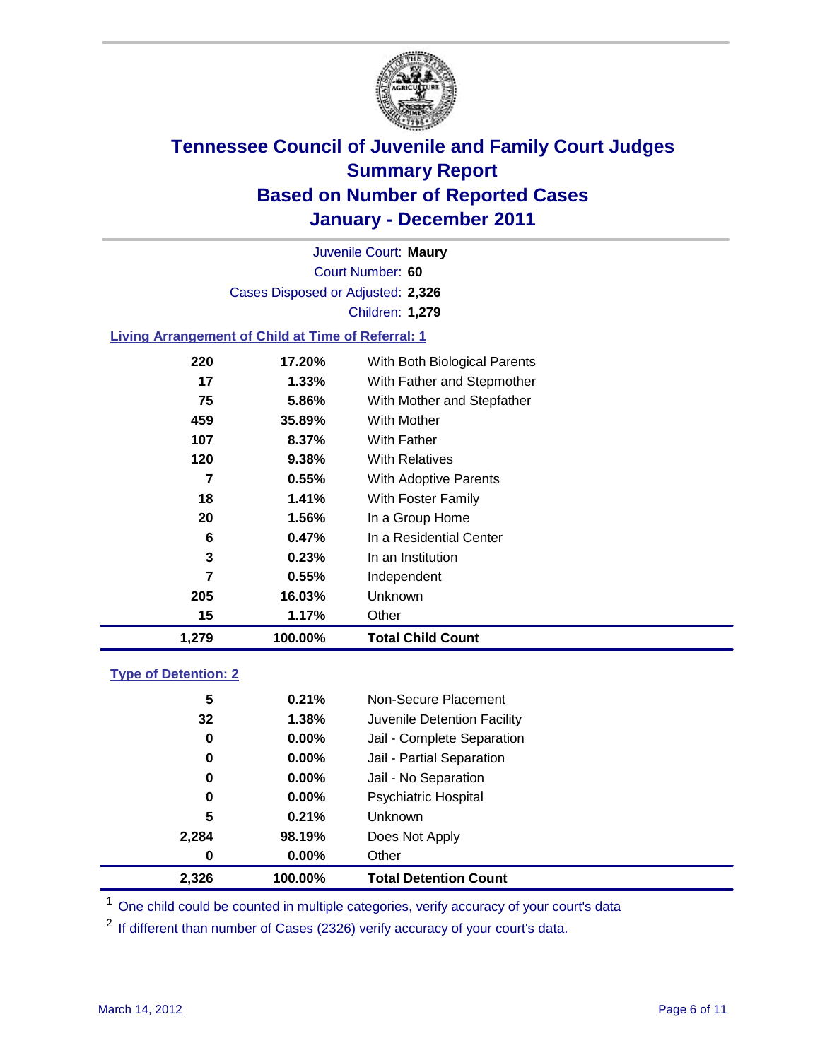# Tennessee Council of Juvenile and Family Court Judges
## Summary Report
## Based on Number of Reported Cases
## January - December 2011

Juvenile Court: **Maury**
Court Number: **60**
Cases Disposed or Adjusted: **2,326**
Children: **1,279**

### Living Arrangement of Child at Time of Referral: 1

| Count | Percent | Category |
|---|---|---|
| 220 | 17.20% | With Both Biological Parents |
| 17 | 1.33% | With Father and Stepmother |
| 75 | 5.86% | With Mother and Stepfather |
| 459 | 35.89% | With Mother |
| 107 | 8.37% | With Father |
| 120 | 9.38% | With Relatives |
| 7 | 0.55% | With Adoptive Parents |
| 18 | 1.41% | With Foster Family |
| 20 | 1.56% | In a Group Home |
| 6 | 0.47% | In a Residential Center |
| 3 | 0.23% | In an Institution |
| 7 | 0.55% | Independent |
| 205 | 16.03% | Unknown |
| 15 | 1.17% | Other |
| **1,279** | **100.00%** | **Total Child Count** |

### Type of Detention: 2

| Count | Percent | Category |
|---|---|---|
| 5 | 0.21% | Non-Secure Placement |
| 32 | 1.38% | Juvenile Detention Facility |
| 0 | 0.00% | Jail - Complete Separation |
| 0 | 0.00% | Jail - Partial Separation |
| 0 | 0.00% | Jail - No Separation |
| 0 | 0.00% | Psychiatric Hospital |
| 5 | 0.21% | Unknown |
| 2,284 | 98.19% | Does Not Apply |
| 0 | 0.00% | Other |
| **2,326** | **100.00%** | **Total Detention Count** |

[1] One child could be counted in multiple categories, verify accuracy of your court's data

[2] If different than number of Cases (2326) verify accuracy of your court's data.

March 14, 2012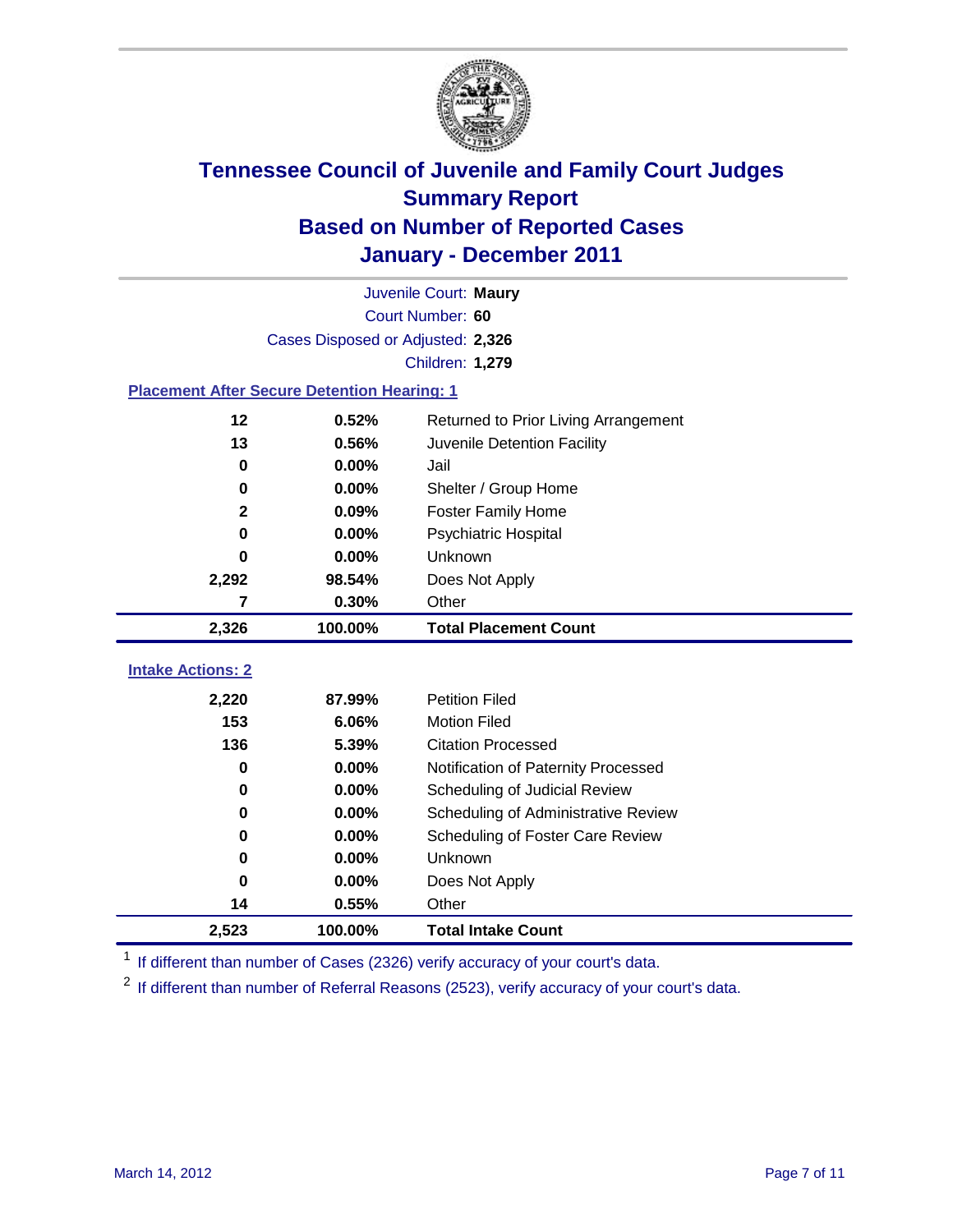# Tennessee Council of Juvenile and Family Court Judges
## Summary Report
## Based on Number of Reported Cases
## January - December 2011

Juvenile Court: **Maury**
Court Number: **60**
Cases Disposed or Adjusted: **2,326**
Children: **1,279**

### Placement After Secure Detention Hearing: 1

| | | |
|---|---|---|
| 12 | 0.52% | Returned to Prior Living Arrangement |
| 13 | 0.56% | Juvenile Detention Facility |
| 0 | 0.00% | Jail |
| 0 | 0.00% | Shelter / Group Home |
| 2 | 0.09% | Foster Family Home |
| 0 | 0.00% | Psychiatric Hospital |
| 0 | 0.00% | Unknown |
| 2,292 | 98.54% | Does Not Apply |
| 7 | 0.30% | Other |
| **2,326** | **100.00%** | **Total Placement Count** |

### Intake Actions: 2

| | | |
|---|---|---|
| 2,220 | 87.99% | Petition Filed |
| 153 | 6.06% | Motion Filed |
| 136 | 5.39% | Citation Processed |
| 0 | 0.00% | Notification of Paternity Processed |
| 0 | 0.00% | Scheduling of Judicial Review |
| 0 | 0.00% | Scheduling of Administrative Review |
| 0 | 0.00% | Scheduling of Foster Care Review |
| 0 | 0.00% | Unknown |
| 0 | 0.00% | Does Not Apply |
| 14 | 0.55% | Other |
| **2,523** | **100.00%** | **Total Intake Count** |

[1] If different than number of Cases (2326) verify accuracy of your court's data.

[2] If different than number of Referral Reasons (2523), verify accuracy of your court's data.

March 14, 2012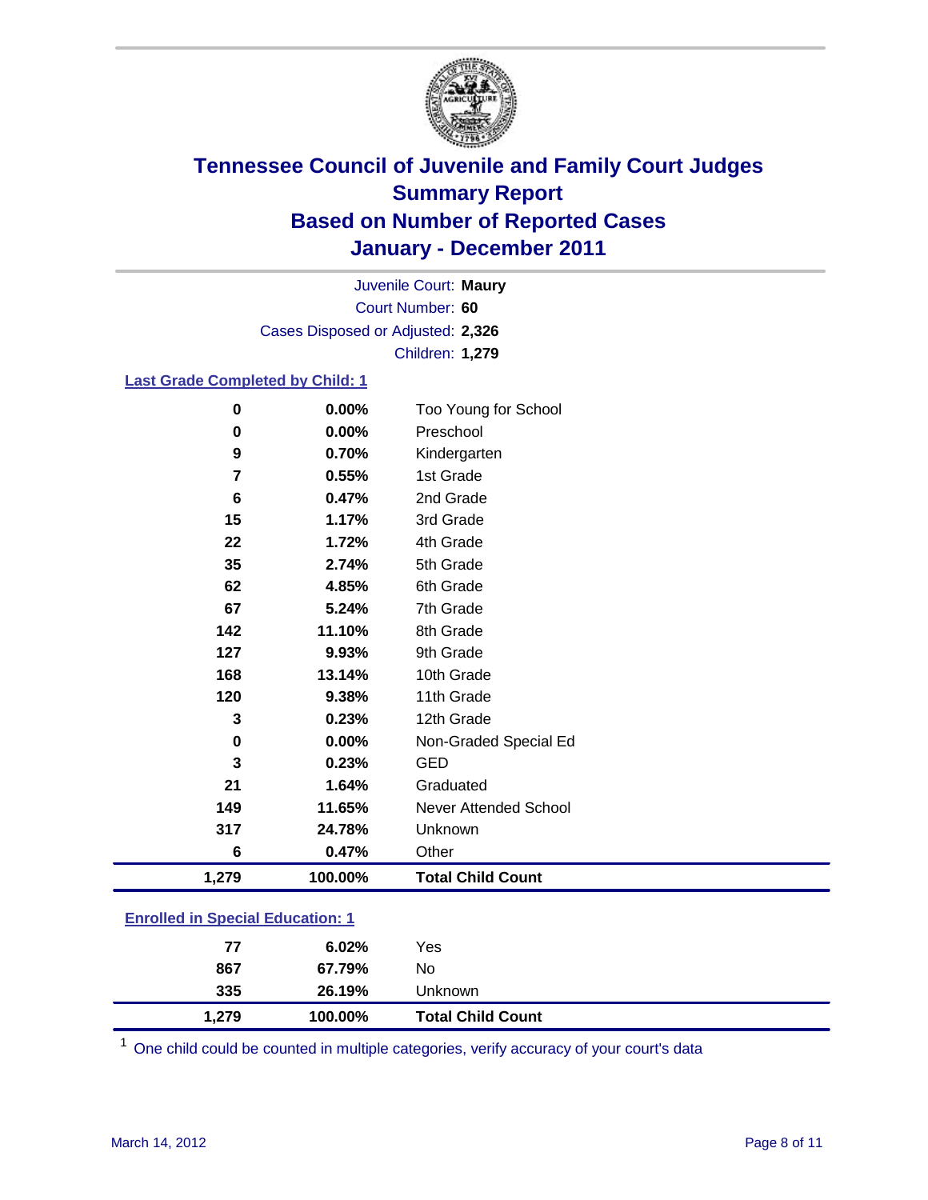# Tennessee Council of Juvenile and Family Court Judges
## Summary Report
## Based on Number of Reported Cases
## January - December 2011

Juvenile Court: **Maury**
Court Number: **60**
Cases Disposed or Adjusted: **2,326**
Children: **1,279**

### Last Grade Completed by Child: 1

| Count | Percent | Category |
|---|---|---|
| 0 | 0.00% | Too Young for School |
| 0 | 0.00% | Preschool |
| 9 | 0.70% | Kindergarten |
| 7 | 0.55% | 1st Grade |
| 6 | 0.47% | 2nd Grade |
| 15 | 1.17% | 3rd Grade |
| 22 | 1.72% | 4th Grade |
| 35 | 2.74% | 5th Grade |
| 62 | 4.85% | 6th Grade |
| 67 | 5.24% | 7th Grade |
| 142 | 11.10% | 8th Grade |
| 127 | 9.93% | 9th Grade |
| 168 | 13.14% | 10th Grade |
| 120 | 9.38% | 11th Grade |
| 3 | 0.23% | 12th Grade |
| 0 | 0.00% | Non-Graded Special Ed |
| 3 | 0.23% | GED |
| 21 | 1.64% | Graduated |
| 149 | 11.65% | Never Attended School |
| 317 | 24.78% | Unknown |
| 6 | 0.47% | Other |
| **1,279** | **100.00%** | **Total Child Count** |

### Enrolled in Special Education: 1

| Count | Percent | Category |
|---|---|---|
| 77 | 6.02% | Yes |
| 867 | 67.79% | No |
| 335 | 26.19% | Unknown |
| **1,279** | **100.00%** | **Total Child Count** |

[1] One child could be counted in multiple categories, verify accuracy of your court's data

March 14, 2012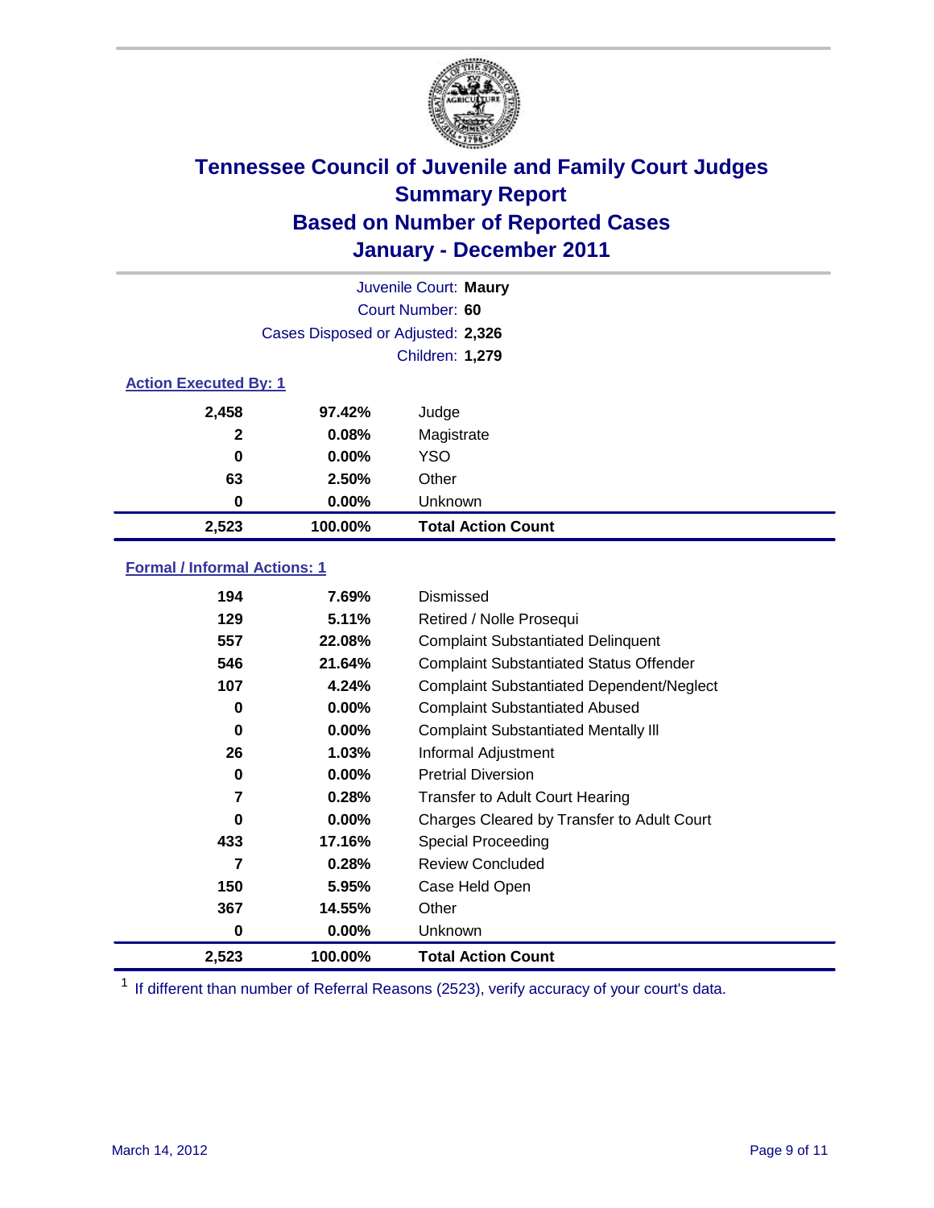# Tennessee Council of Juvenile and Family Court Judges
## Summary Report
## Based on Number of Reported Cases
## January - December 2011

Juvenile Court: **Maury**
Court Number: **60**
Cases Disposed or Adjusted: **2,326**
Children: **1,279**

### Action Executed By: 1

| | | |
|---|---|---|
| 2,458 | 97.42% | Judge |
| 2 | 0.08% | Magistrate |
| 0 | 0.00% | YSO |
| 63 | 2.50% | Other |
| 0 | 0.00% | Unknown |
| **2,523** | **100.00%** | **Total Action Count** |

### Formal / Informal Actions: 1

| | | |
|---|---|---|
| 194 | 7.69% | Dismissed |
| 129 | 5.11% | Retired / Nolle Prosequi |
| 557 | 22.08% | Complaint Substantiated Delinquent |
| 546 | 21.64% | Complaint Substantiated Status Offender |
| 107 | 4.24% | Complaint Substantiated Dependent/Neglect |
| 0 | 0.00% | Complaint Substantiated Abused |
| 0 | 0.00% | Complaint Substantiated Mentally Ill |
| 26 | 1.03% | Informal Adjustment |
| 0 | 0.00% | Pretrial Diversion |
| 7 | 0.28% | Transfer to Adult Court Hearing |
| 0 | 0.00% | Charges Cleared by Transfer to Adult Court |
| 433 | 17.16% | Special Proceeding |
| 7 | 0.28% | Review Concluded |
| 150 | 5.95% | Case Held Open |
| 367 | 14.55% | Other |
| 0 | 0.00% | Unknown |
| **2,523** | **100.00%** | **Total Action Count** |

[1] If different than number of Referral Reasons (2523), verify accuracy of your court's data.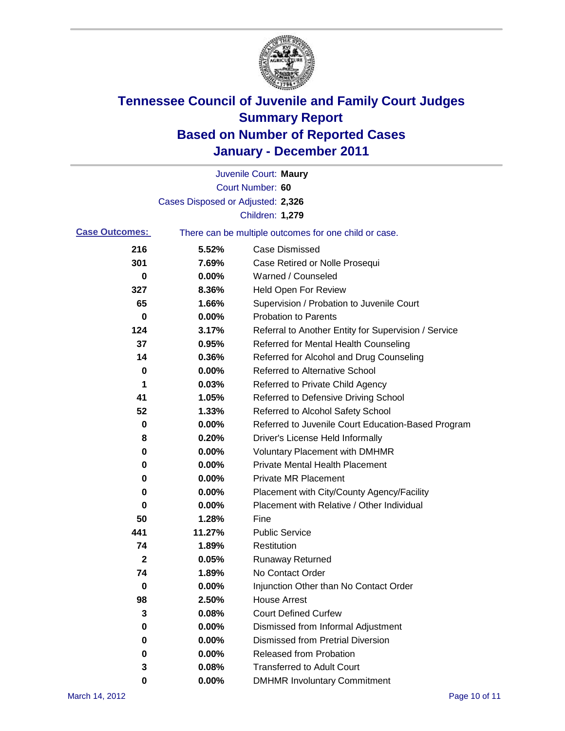# Tennessee Council of Juvenile and Family Court Judges
# Summary Report
# Based on Number of Reported Cases
# January - December 2011

Juvenile Court: **Maury**
Court Number: **60**
Cases Disposed or Adjusted: **2,326**
Children: **1,279**

**Case Outcomes:** There can be multiple outcomes for one child or case.

| | | |
|---|---|---|
| 216 | 5.52% | Case Dismissed |
| 301 | 7.69% | Case Retired or Nolle Prosequi |
| 0 | 0.00% | Warned / Counseled |
| 327 | 8.36% | Held Open For Review |
| 65 | 1.66% | Supervision / Probation to Juvenile Court |
| 0 | 0.00% | Probation to Parents |
| 124 | 3.17% | Referral to Another Entity for Supervision / Service |
| 37 | 0.95% | Referred for Mental Health Counseling |
| 14 | 0.36% | Referred for Alcohol and Drug Counseling |
| 0 | 0.00% | Referred to Alternative School |
| 1 | 0.03% | Referred to Private Child Agency |
| 41 | 1.05% | Referred to Defensive Driving School |
| 52 | 1.33% | Referred to Alcohol Safety School |
| 0 | 0.00% | Referred to Juvenile Court Education-Based Program |
| 8 | 0.20% | Driver's License Held Informally |
| 0 | 0.00% | Voluntary Placement with DMHMR |
| 0 | 0.00% | Private Mental Health Placement |
| 0 | 0.00% | Private MR Placement |
| 0 | 0.00% | Placement with City/County Agency/Facility |
| 0 | 0.00% | Placement with Relative / Other Individual |
| 50 | 1.28% | Fine |
| 441 | 11.27% | Public Service |
| 74 | 1.89% | Restitution |
| 2 | 0.05% | Runaway Returned |
| 74 | 1.89% | No Contact Order |
| 0 | 0.00% | Injunction Other than No Contact Order |
| 98 | 2.50% | House Arrest |
| 3 | 0.08% | Court Defined Curfew |
| 0 | 0.00% | Dismissed from Informal Adjustment |
| 0 | 0.00% | Dismissed from Pretrial Diversion |
| 0 | 0.00% | Released from Probation |
| 3 | 0.08% | Transferred to Adult Court |
| 0 | 0.00% | DMHMR Involuntary Commitment |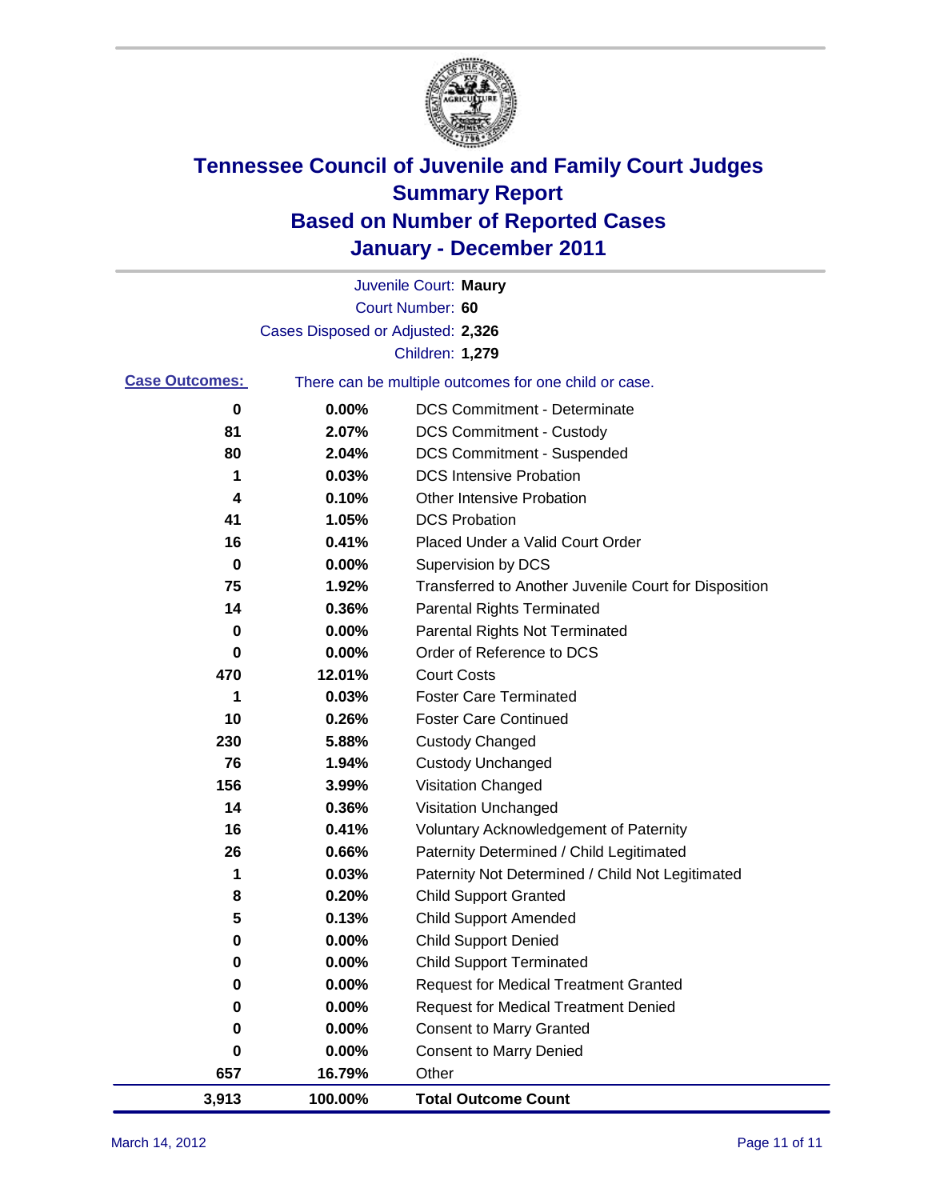# Tennessee Council of Juvenile and Family Court Judges
## Summary Report
## Based on Number of Reported Cases
## January - December 2011

Juvenile Court: **Maury**
Court Number: **60**
Cases Disposed or Adjusted: **2,326**
Children: **1,279**

**Case Outcomes:** There can be multiple outcomes for one child or case.

| | | |
|---|---|---|
| 0 | 0.00% | DCS Commitment - Determinate |
| 81 | 2.07% | DCS Commitment - Custody |
| 80 | 2.04% | DCS Commitment - Suspended |
| 1 | 0.03% | DCS Intensive Probation |
| 4 | 0.10% | Other Intensive Probation |
| 41 | 1.05% | DCS Probation |
| 16 | 0.41% | Placed Under a Valid Court Order |
| 0 | 0.00% | Supervision by DCS |
| 75 | 1.92% | Transferred to Another Juvenile Court for Disposition |
| 14 | 0.36% | Parental Rights Terminated |
| 0 | 0.00% | Parental Rights Not Terminated |
| 0 | 0.00% | Order of Reference to DCS |
| 470 | 12.01% | Court Costs |
| 1 | 0.03% | Foster Care Terminated |
| 10 | 0.26% | Foster Care Continued |
| 230 | 5.88% | Custody Changed |
| 76 | 1.94% | Custody Unchanged |
| 156 | 3.99% | Visitation Changed |
| 14 | 0.36% | Visitation Unchanged |
| 16 | 0.41% | Voluntary Acknowledgement of Paternity |
| 26 | 0.66% | Paternity Determined / Child Legitimated |
| 1 | 0.03% | Paternity Not Determined / Child Not Legitimated |
| 8 | 0.20% | Child Support Granted |
| 5 | 0.13% | Child Support Amended |
| 0 | 0.00% | Child Support Denied |
| 0 | 0.00% | Child Support Terminated |
| 0 | 0.00% | Request for Medical Treatment Granted |
| 0 | 0.00% | Request for Medical Treatment Denied |
| 0 | 0.00% | Consent to Marry Granted |
| 0 | 0.00% | Consent to Marry Denied |
| 657 | 16.79% | Other |
| **3,913** | **100.00%** | **Total Outcome Count** |

March 14, 2012